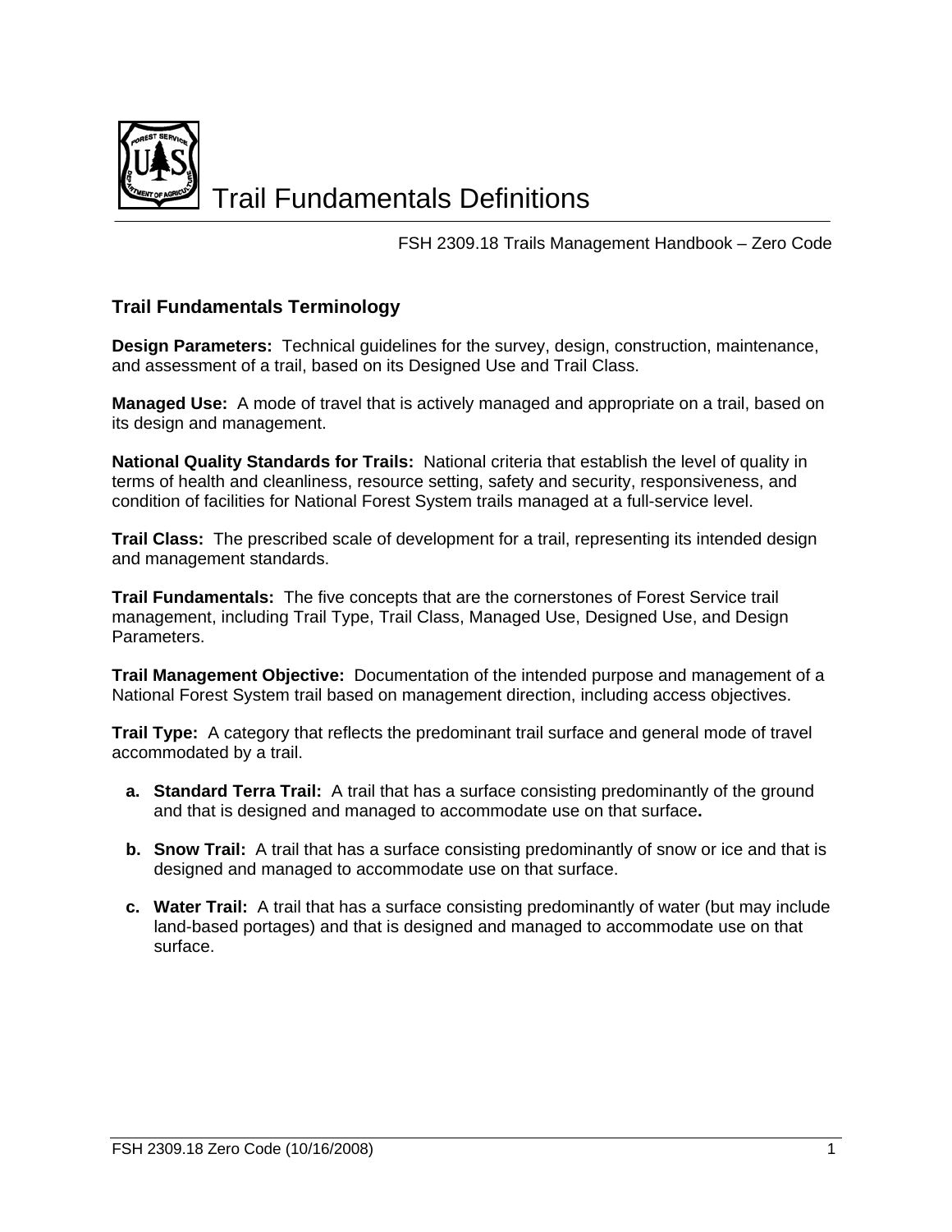# Trail Fundamentals Definitions

FSH 2309.18 Trails Management Handbook – Zero Code

## Trail Fundamentals Terminology

**Design Parameters:** Technical guidelines for the survey, design, construction, maintenance, and assessment of a trail, based on its Designed Use and Trail Class.

**Managed Use:** A mode of travel that is actively managed and appropriate on a trail, based on its design and management.

**National Quality Standards for Trails:** National criteria that establish the level of quality in terms of health and cleanliness, resource setting, safety and security, responsiveness, and condition of facilities for National Forest System trails managed at a full-service level.

**Trail Class:** The prescribed scale of development for a trail, representing its intended design and management standards.

**Trail Fundamentals:** The five concepts that are the cornerstones of Forest Service trail management, including Trail Type, Trail Class, Managed Use, Designed Use, and Design Parameters.

**Trail Management Objective:** Documentation of the intended purpose and management of a National Forest System trail based on management direction, including access objectives.

**Trail Type:** A category that reflects the predominant trail surface and general mode of travel accommodated by a trail.

- **a. Standard Terra Trail:** A trail that has a surface consisting predominantly of the ground and that is designed and managed to accommodate use on that surface**.**
- **b. Snow Trail:** A trail that has a surface consisting predominantly of snow or ice and that is designed and managed to accommodate use on that surface.
- **c. Water Trail:** A trail that has a surface consisting predominantly of water (but may include land-based portages) and that is designed and managed to accommodate use on that surface.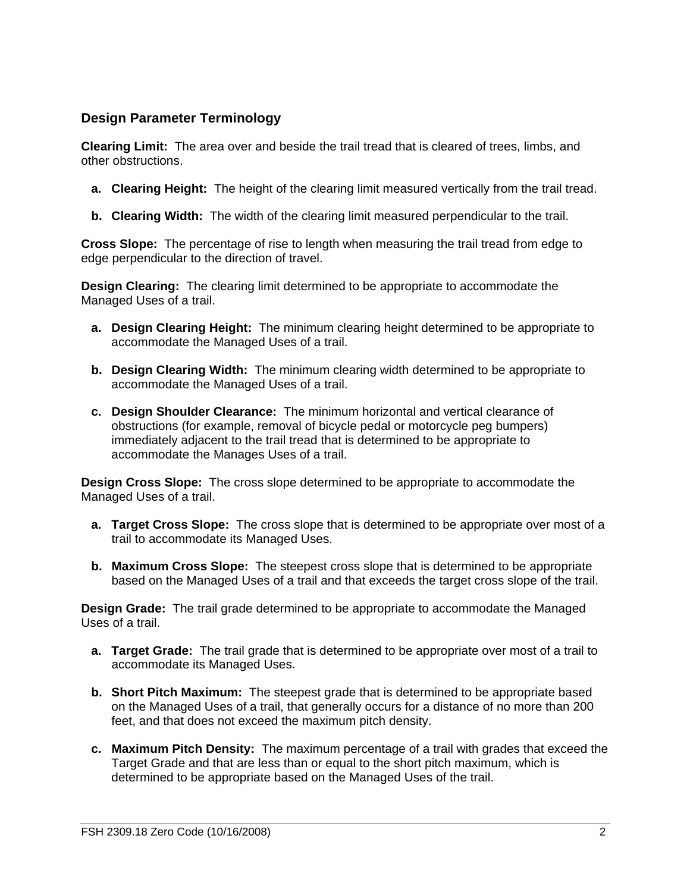## Design Parameter Terminology

**Clearing Limit:** The area over and beside the trail tread that is cleared of trees, limbs, and other obstructions.

a. **Clearing Height:** The height of the clearing limit measured vertically from the trail tread.

b. **Clearing Width:** The width of the clearing limit measured perpendicular to the trail.

**Cross Slope:** The percentage of rise to length when measuring the trail tread from edge to edge perpendicular to the direction of travel.

**Design Clearing:** The clearing limit determined to be appropriate to accommodate the Managed Uses of a trail.

a. **Design Clearing Height:** The minimum clearing height determined to be appropriate to accommodate the Managed Uses of a trail.

b. **Design Clearing Width:** The minimum clearing width determined to be appropriate to accommodate the Managed Uses of a trail.

c. **Design Shoulder Clearance:** The minimum horizontal and vertical clearance of obstructions (for example, removal of bicycle pedal or motorcycle peg bumpers) immediately adjacent to the trail tread that is determined to be appropriate to accommodate the Manages Uses of a trail.

**Design Cross Slope:** The cross slope determined to be appropriate to accommodate the Managed Uses of a trail.

a. **Target Cross Slope:** The cross slope that is determined to be appropriate over most of a trail to accommodate its Managed Uses.

b. **Maximum Cross Slope:** The steepest cross slope that is determined to be appropriate based on the Managed Uses of a trail and that exceeds the target cross slope of the trail.

**Design Grade:** The trail grade determined to be appropriate to accommodate the Managed Uses of a trail.

a. **Target Grade:** The trail grade that is determined to be appropriate over most of a trail to accommodate its Managed Uses.

b. **Short Pitch Maximum:** The steepest grade that is determined to be appropriate based on the Managed Uses of a trail, that generally occurs for a distance of no more than 200 feet, and that does not exceed the maximum pitch density.

c. **Maximum Pitch Density:** The maximum percentage of a trail with grades that exceed the Target Grade and that are less than or equal to the short pitch maximum, which is determined to be appropriate based on the Managed Uses of the trail.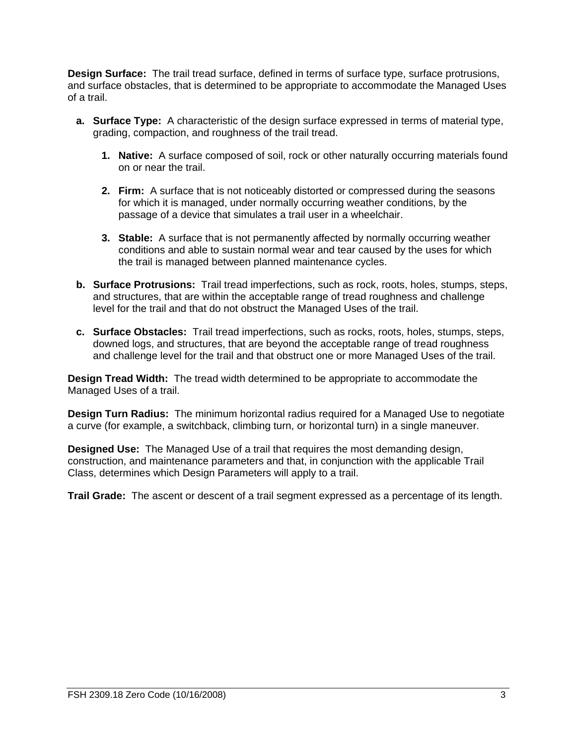**Design Surface:** The trail tread surface, defined in terms of surface type, surface protrusions, and surface obstacles, that is determined to be appropriate to accommodate the Managed Uses of a trail.

a. **Surface Type:** A characteristic of the design surface expressed in terms of material type, grading, compaction, and roughness of the trail tread.

   1. **Native:** A surface composed of soil, rock or other naturally occurring materials found on or near the trail.

   2. **Firm:** A surface that is not noticeably distorted or compressed during the seasons for which it is managed, under normally occurring weather conditions, by the passage of a device that simulates a trail user in a wheelchair.

   3. **Stable:** A surface that is not permanently affected by normally occurring weather conditions and able to sustain normal wear and tear caused by the uses for which the trail is managed between planned maintenance cycles.

b. **Surface Protrusions:** Trail tread imperfections, such as rock, roots, holes, stumps, steps, and structures, that are within the acceptable range of tread roughness and challenge level for the trail and that do not obstruct the Managed Uses of the trail.

c. **Surface Obstacles:** Trail tread imperfections, such as rocks, roots, holes, stumps, steps, downed logs, and structures, that are beyond the acceptable range of tread roughness and challenge level for the trail and that obstruct one or more Managed Uses of the trail.

**Design Tread Width:** The tread width determined to be appropriate to accommodate the Managed Uses of a trail.

**Design Turn Radius:** The minimum horizontal radius required for a Managed Use to negotiate a curve (for example, a switchback, climbing turn, or horizontal turn) in a single maneuver.

**Designed Use:** The Managed Use of a trail that requires the most demanding design, construction, and maintenance parameters and that, in conjunction with the applicable Trail Class, determines which Design Parameters will apply to a trail.

**Trail Grade:** The ascent or descent of a trail segment expressed as a percentage of its length.